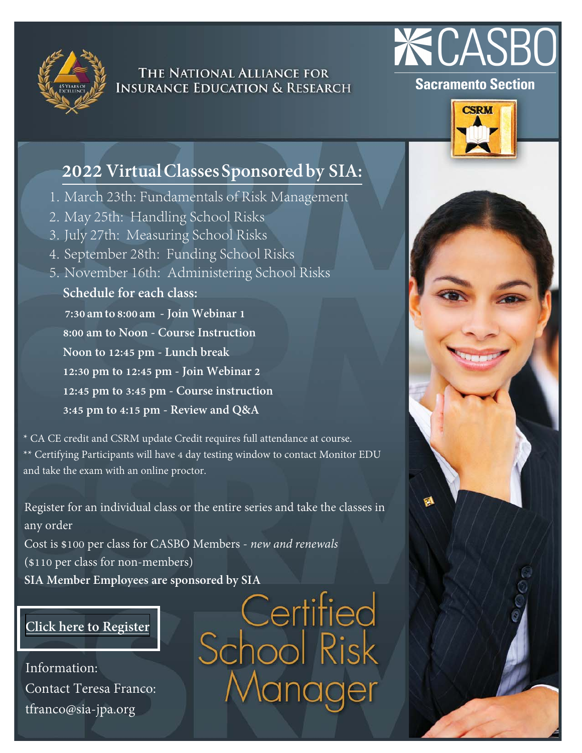The National Alliance for Insurance Education & Research

CASBO Sacramento Section

## 2022 Virtual Classes Sponsored by SIA:

1. March 23th: Fundamentals of Risk Management
2. May 25th: Handling School Risks
3. July 27th: Measuring School Risks
4. September 28th: Funding School Risks
5. November 16th: Administering School Risks

**Schedule for each class:**

**7:30 am to 8:00 am - Join Webinar 1**

**8:00 am to Noon - Course Instruction**

**Noon to 12:45 pm - Lunch break**

**12:30 pm to 12:45 pm - Join Webinar 2**

**12:45 pm to 3:45 pm - Course instruction**

**3:45 pm to 4:15 pm - Review and Q&A**

* CA CE credit and CSRM update Credit requires full attendance at course.
** Certifying Participants will have 4 day testing window to contact Monitor EDU and take the exam with an online proctor.

Register for an individual class or the entire series and take the classes in any order

Cost is $100 per class for CASBO Members - *new and renewals*

($110 per class for non-members)

**SIA Member Employees are sponsored by SIA**

**Click here to Register**

Information:
Contact Teresa Franco:
tfranco@sia-jpa.org

Certified School Risk Manager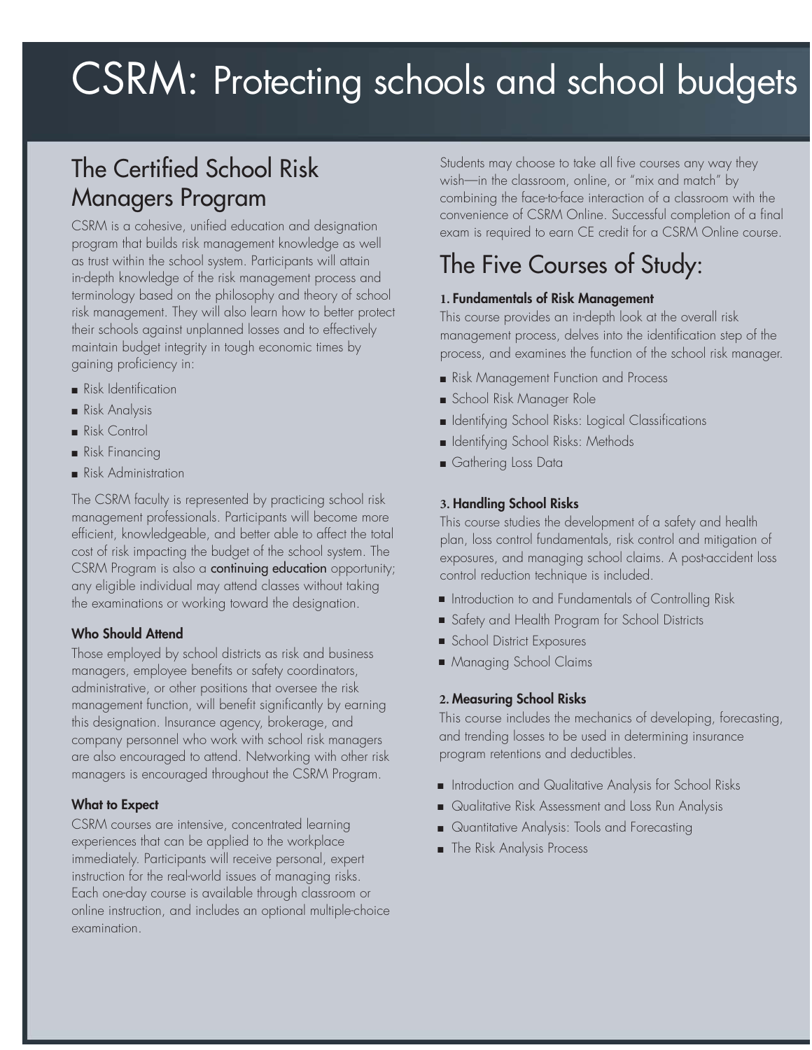# CSRM: Protecting schools and school budgets

## The Certified School Risk Managers Program

CSRM is a cohesive, unified education and designation program that builds risk management knowledge as well as trust within the school system. Participants will attain in-depth knowledge of the risk management process and terminology based on the philosophy and theory of school risk management. They will also learn how to better protect their schools against unplanned losses and to effectively maintain budget integrity in tough economic times by gaining proficiency in:

- Risk Identification
- Risk Analysis
- Risk Control
- Risk Financing
- Risk Administration

The CSRM faculty is represented by practicing school risk management professionals. Participants will become more efficient, knowledgeable, and better able to affect the total cost of risk impacting the budget of the school system. The CSRM Program is also a continuing education opportunity; any eligible individual may attend classes without taking the examinations or working toward the designation.

### Who Should Attend

Those employed by school districts as risk and business managers, employee benefits or safety coordinators, administrative, or other positions that oversee the risk management function, will benefit significantly by earning this designation. Insurance agency, brokerage, and company personnel who work with school risk managers are also encouraged to attend. Networking with other risk managers is encouraged throughout the CSRM Program.

### What to Expect

CSRM courses are intensive, concentrated learning experiences that can be applied to the workplace immediately. Participants will receive personal, expert instruction for the real-world issues of managing risks. Each one-day course is available through classroom or online instruction, and includes an optional multiple-choice examination.

Students may choose to take all five courses any way they wish—in the classroom, online, or "mix and match" by combining the face-to-face interaction of a classroom with the convenience of CSRM Online. Successful completion of a final exam is required to earn CE credit for a CSRM Online course.

## The Five Courses of Study:

### 1. Fundamentals of Risk Management

This course provides an in-depth look at the overall risk management process, delves into the identification step of the process, and examines the function of the school risk manager.

- Risk Management Function and Process
- School Risk Manager Role
- Identifying School Risks: Logical Classifications
- Identifying School Risks: Methods
- Gathering Loss Data

### 3. Handling School Risks

This course studies the development of a safety and health plan, loss control fundamentals, risk control and mitigation of exposures, and managing school claims. A post-accident loss control reduction technique is included.

- Introduction to and Fundamentals of Controlling Risk
- Safety and Health Program for School Districts
- School District Exposures
- Managing School Claims

### 2. Measuring School Risks

This course includes the mechanics of developing, forecasting, and trending losses to be used in determining insurance program retentions and deductibles.

- Introduction and Qualitative Analysis for School Risks
- Qualitative Risk Assessment and Loss Run Analysis
- Quantitative Analysis: Tools and Forecasting
- The Risk Analysis Process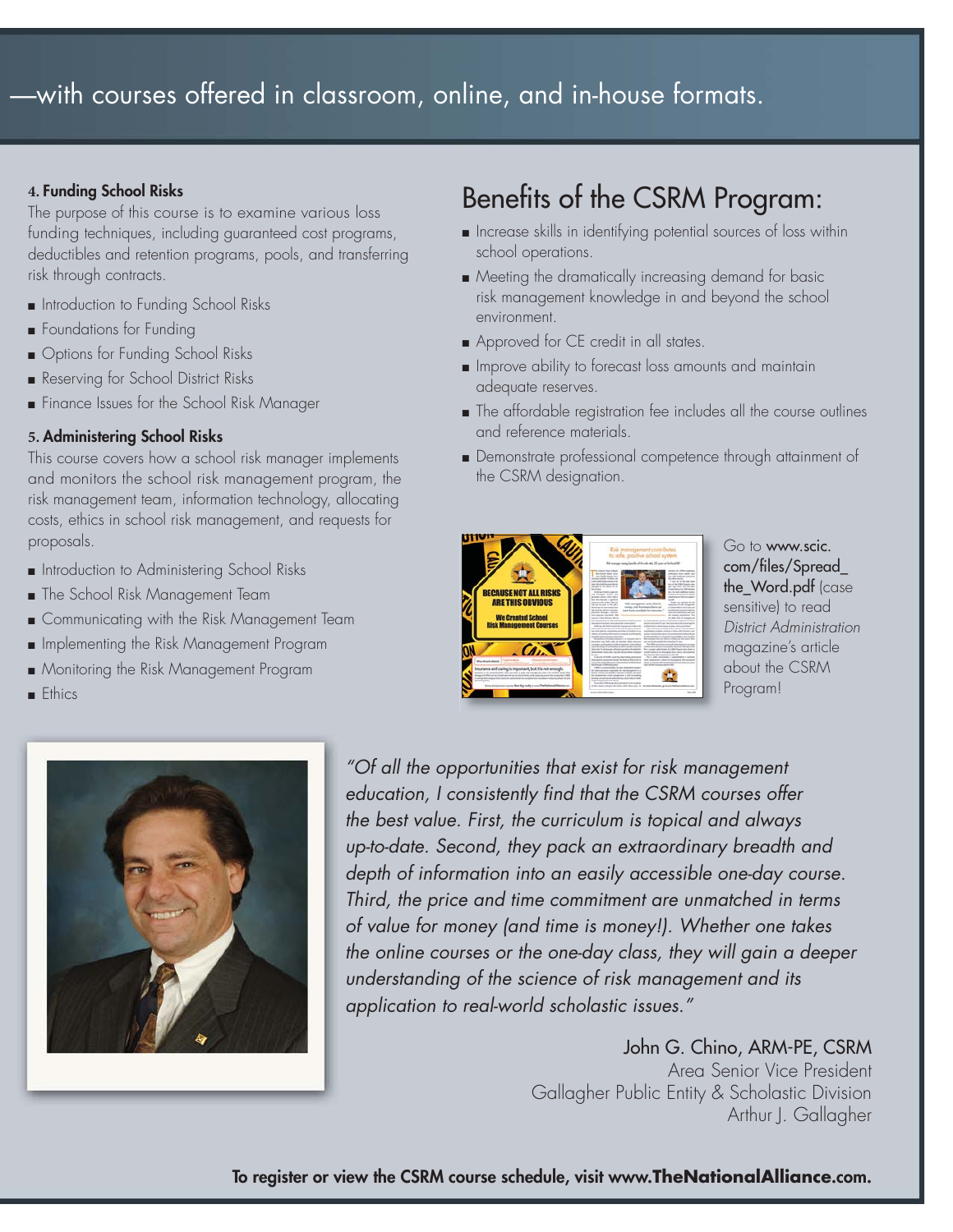—with courses offered in classroom, online, and in-house formats.

### 4. Funding School Risks

The purpose of this course is to examine various loss funding techniques, including guaranteed cost programs, deductibles and retention programs, pools, and transferring risk through contracts.

- Introduction to Funding School Risks
- Foundations for Funding
- Options for Funding School Risks
- Reserving for School District Risks
- Finance Issues for the School Risk Manager

### 5. Administering School Risks

This course covers how a school risk manager implements and monitors the school risk management program, the risk management team, information technology, allocating costs, ethics in school risk management, and requests for proposals.

- Introduction to Administering School Risks
- The School Risk Management Team
- Communicating with the Risk Management Team
- Implementing the Risk Management Program
- Monitoring the Risk Management Program
- Ethics

## Benefits of the CSRM Program:

- Increase skills in identifying potential sources of loss within school operations.
- Meeting the dramatically increasing demand for basic risk management knowledge in and beyond the school environment.
- Approved for CE credit in all states.
- Improve ability to forecast loss amounts and maintain adequate reserves.
- The affordable registration fee includes all the course outlines and reference materials.
- Demonstrate professional competence through attainment of the CSRM designation.

Go to www.scic.com/files/Spread_the_Word.pdf (case sensitive) to read *District Administration* magazine's article about the CSRM Program!

*"Of all the opportunities that exist for risk management education, I consistently find that the CSRM courses offer the best value. First, the curriculum is topical and always up-to-date. Second, they pack an extraordinary breadth and depth of information into an easily accessible one-day course. Third, the price and time commitment are unmatched in terms of value for money (and time is money!). Whether one takes the online courses or the one-day class, they will gain a deeper understanding of the science of risk management and its application to real-world scholastic issues."*

John G. Chino, ARM-PE, CSRM
Area Senior Vice President
Gallagher Public Entity & Scholastic Division
Arthur J. Gallagher

**To register or view the CSRM course schedule, visit www.TheNationalAlliance.com.**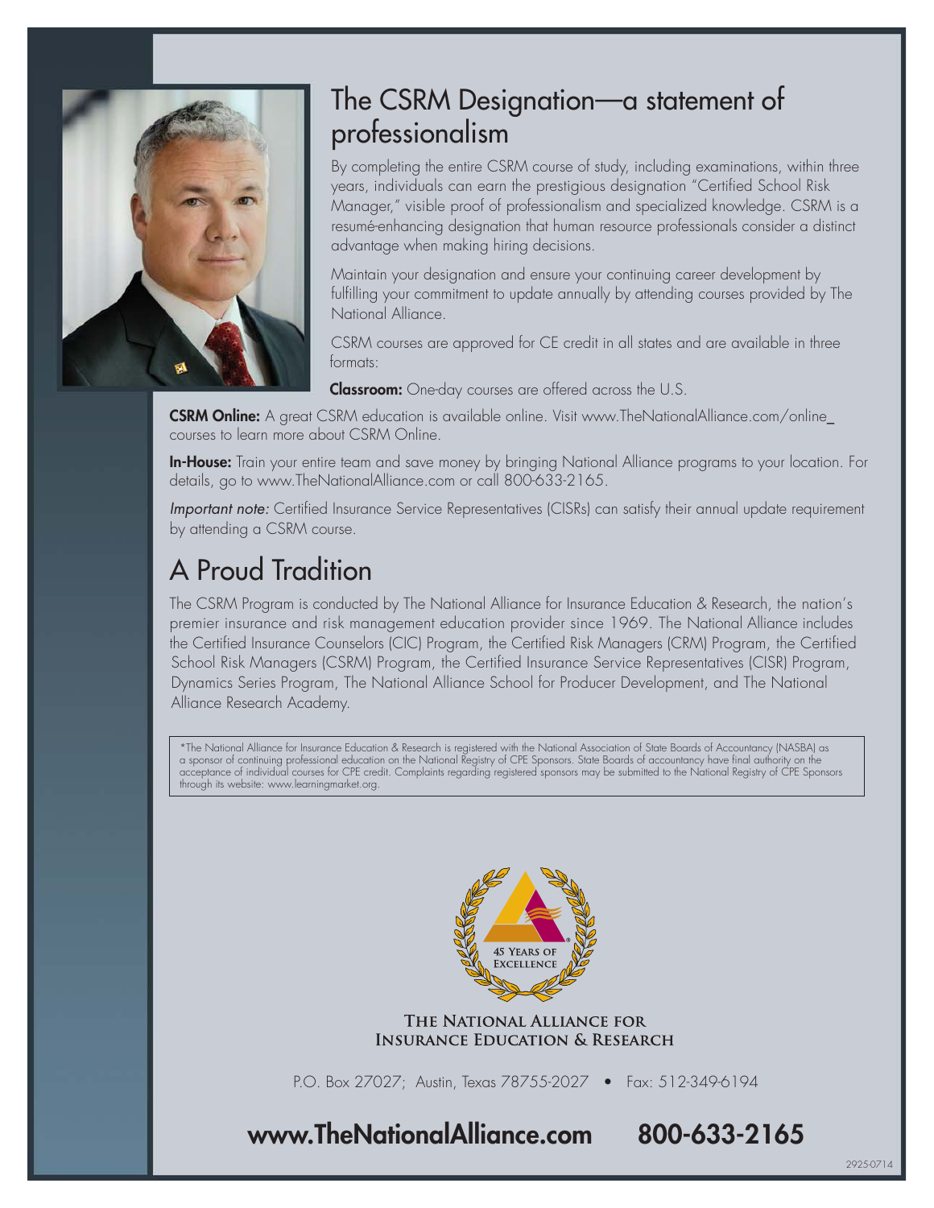## The CSRM Designation—a statement of professionalism

By completing the entire CSRM course of study, including examinations, within three years, individuals can earn the prestigious designation "Certified School Risk Manager," visible proof of professionalism and specialized knowledge. CSRM is a resumé-enhancing designation that human resource professionals consider a distinct advantage when making hiring decisions.

Maintain your designation and ensure your continuing career development by fulfilling your commitment to update annually by attending courses provided by The National Alliance.

CSRM courses are approved for CE credit in all states and are available in three formats:

**Classroom:** One-day courses are offered across the U.S.

**CSRM Online:** A great CSRM education is available online. Visit www.TheNationalAlliance.com/online_courses to learn more about CSRM Online.

**In-House:** Train your entire team and save money by bringing National Alliance programs to your location. For details, go to www.TheNationalAlliance.com or call 800-633-2165.

*Important note:* Certified Insurance Service Representatives (CISRs) can satisfy their annual update requirement by attending a CSRM course.

## A Proud Tradition

The CSRM Program is conducted by The National Alliance for Insurance Education & Research, the nation's premier insurance and risk management education provider since 1969. The National Alliance includes the Certified Insurance Counselors (CIC) Program, the Certified Risk Managers (CRM) Program, the Certified School Risk Managers (CSRM) Program, the Certified Insurance Service Representatives (CISR) Program, Dynamics Series Program, The National Alliance School for Producer Development, and The National Alliance Research Academy.

*The National Alliance for Insurance Education & Research is registered with the National Association of State Boards of Accountancy (NASBA) as a sponsor of continuing professional education on the National Registry of CPE Sponsors. State Boards of accountancy have final authority on the acceptance of individual courses for CPE credit. Complaints regarding registered sponsors may be submitted to the National Registry of CPE Sponsors through its website: www.learningmarket.org.

45 Years of Excellence

**The National Alliance for Insurance Education & Research**

P.O. Box 27027; Austin, Texas 78755-2027 • Fax: 512-349-6194

**www.TheNationalAlliance.com 800-633-2165**

2925-0714